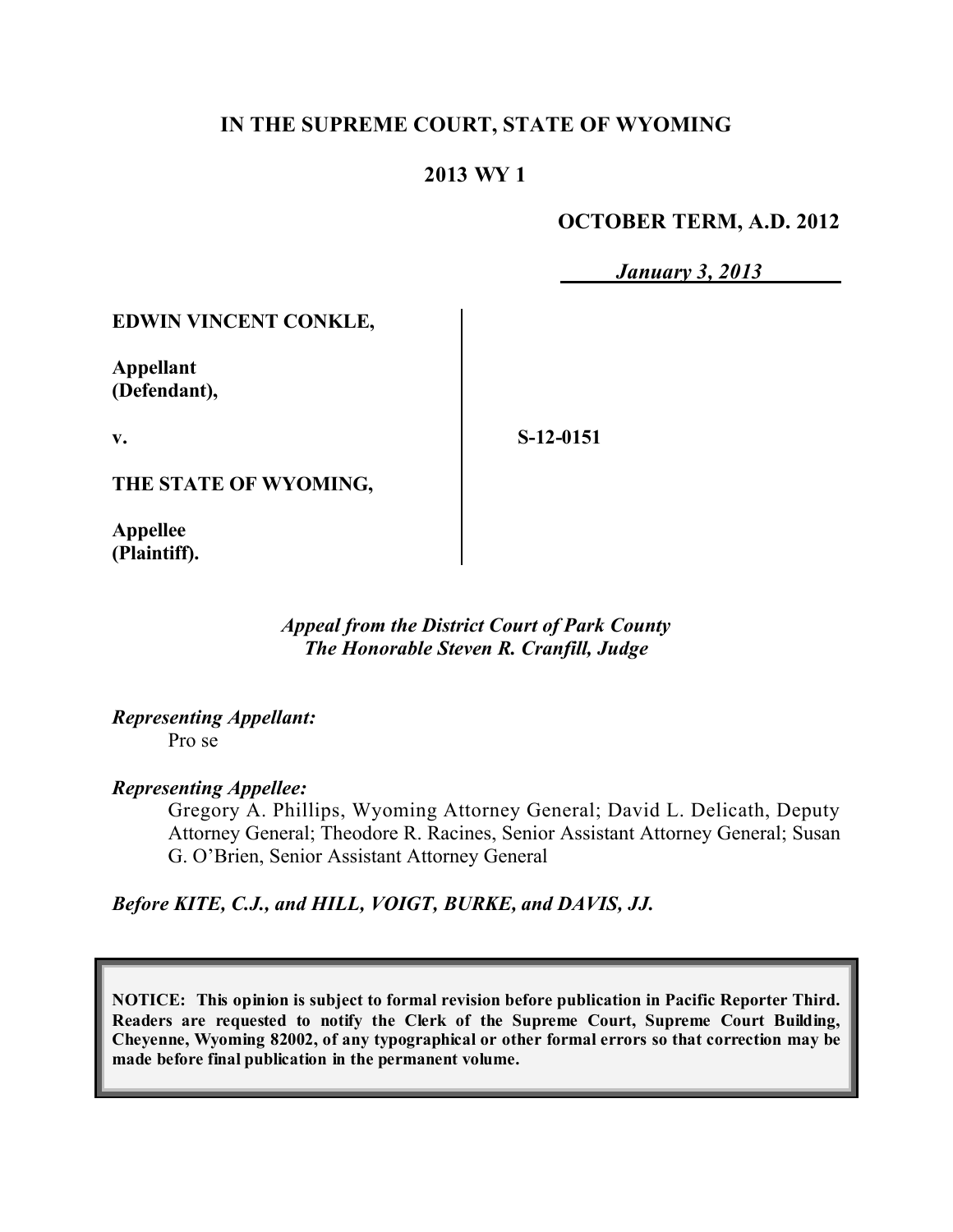**IN THE SUPREME COURT, STATE OF WYOMING**

**2013 WY 1**

**OCTOBER TERM, A.D. 2012**

***January 3, 2013***

| | | |
|---|---|---|
| **EDWIN VINCENT CONKLE,**<br><br>**Appellant (Defendant),**<br><br>**v.**<br><br>**THE STATE OF WYOMING,**<br><br>**Appellee (Plaintiff).** | | **S-12-0151** |

*Appeal from the District Court of Park County*
*The Honorable Steven R. Cranfill, Judge*

***Representing Appellant:***
Pro se

***Representing Appellee:***
Gregory A. Phillips, Wyoming Attorney General; David L. Delicath, Deputy Attorney General; Theodore R. Racines, Senior Assistant Attorney General; Susan G. O'Brien, Senior Assistant Attorney General

***Before KITE, C.J., and HILL, VOIGT, BURKE, and DAVIS, JJ.***

**NOTICE: This opinion is subject to formal revision before publication in Pacific Reporter Third. Readers are requested to notify the Clerk of the Supreme Court, Supreme Court Building, Cheyenne, Wyoming 82002, of any typographical or other formal errors so that correction may be made before final publication in the permanent volume.**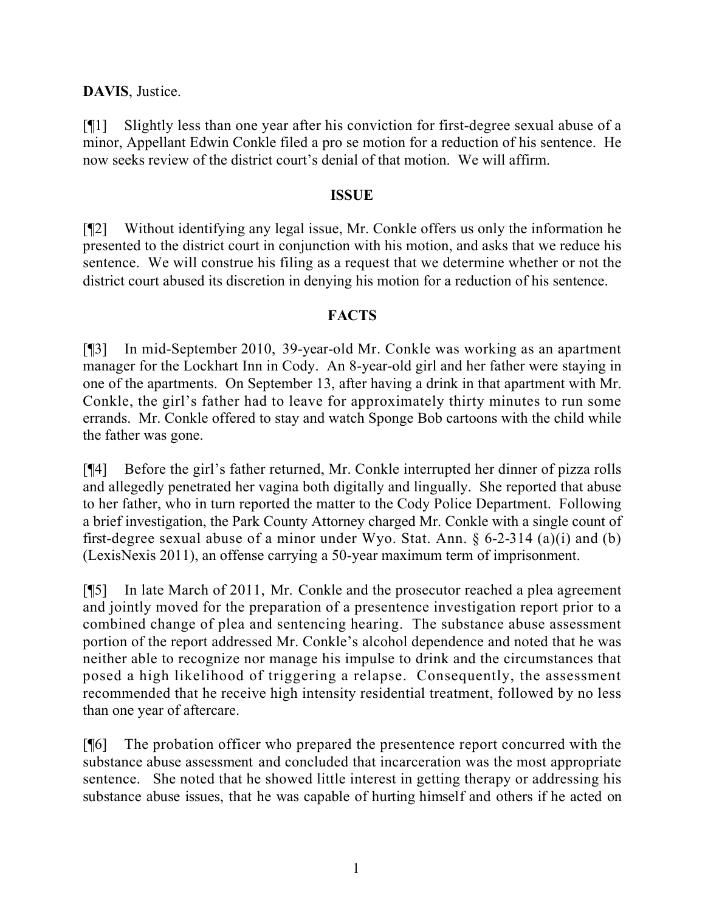**DAVIS**, Justice.

[¶1] Slightly less than one year after his conviction for first-degree sexual abuse of a minor, Appellant Edwin Conkle filed a pro se motion for a reduction of his sentence. He now seeks review of the district court's denial of that motion. We will affirm.

**ISSUE**

[¶2] Without identifying any legal issue, Mr. Conkle offers us only the information he presented to the district court in conjunction with his motion, and asks that we reduce his sentence. We will construe his filing as a request that we determine whether or not the district court abused its discretion in denying his motion for a reduction of his sentence.

**FACTS**

[¶3] In mid-September 2010, 39-year-old Mr. Conkle was working as an apartment manager for the Lockhart Inn in Cody. An 8-year-old girl and her father were staying in one of the apartments. On September 13, after having a drink in that apartment with Mr. Conkle, the girl's father had to leave for approximately thirty minutes to run some errands. Mr. Conkle offered to stay and watch Sponge Bob cartoons with the child while the father was gone.

[¶4] Before the girl's father returned, Mr. Conkle interrupted her dinner of pizza rolls and allegedly penetrated her vagina both digitally and lingually. She reported that abuse to her father, who in turn reported the matter to the Cody Police Department. Following a brief investigation, the Park County Attorney charged Mr. Conkle with a single count of first-degree sexual abuse of a minor under Wyo. Stat. Ann. § 6-2-314 (a)(i) and (b) (LexisNexis 2011), an offense carrying a 50-year maximum term of imprisonment.

[¶5] In late March of 2011, Mr. Conkle and the prosecutor reached a plea agreement and jointly moved for the preparation of a presentence investigation report prior to a combined change of plea and sentencing hearing. The substance abuse assessment portion of the report addressed Mr. Conkle's alcohol dependence and noted that he was neither able to recognize nor manage his impulse to drink and the circumstances that posed a high likelihood of triggering a relapse. Consequently, the assessment recommended that he receive high intensity residential treatment, followed by no less than one year of aftercare.

[¶6] The probation officer who prepared the presentence report concurred with the substance abuse assessment and concluded that incarceration was the most appropriate sentence. She noted that he showed little interest in getting therapy or addressing his substance abuse issues, that he was capable of hurting himself and others if he acted on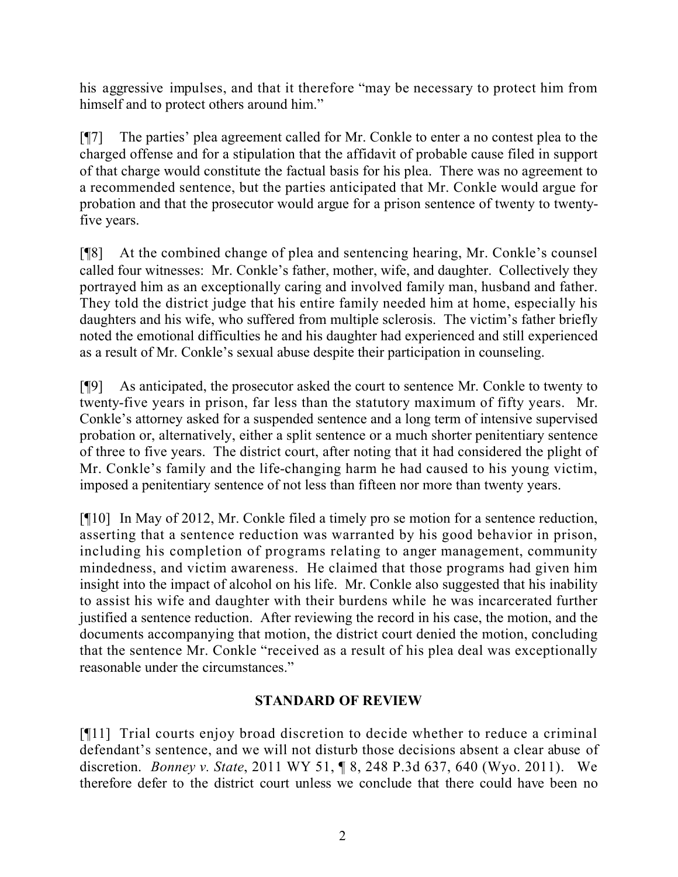his aggressive impulses, and that it therefore "may be necessary to protect him from himself and to protect others around him."

[¶7] The parties' plea agreement called for Mr. Conkle to enter a no contest plea to the charged offense and for a stipulation that the affidavit of probable cause filed in support of that charge would constitute the factual basis for his plea. There was no agreement to a recommended sentence, but the parties anticipated that Mr. Conkle would argue for probation and that the prosecutor would argue for a prison sentence of twenty to twenty-five years.

[¶8] At the combined change of plea and sentencing hearing, Mr. Conkle's counsel called four witnesses: Mr. Conkle's father, mother, wife, and daughter. Collectively they portrayed him as an exceptionally caring and involved family man, husband and father. They told the district judge that his entire family needed him at home, especially his daughters and his wife, who suffered from multiple sclerosis. The victim's father briefly noted the emotional difficulties he and his daughter had experienced and still experienced as a result of Mr. Conkle's sexual abuse despite their participation in counseling.

[¶9] As anticipated, the prosecutor asked the court to sentence Mr. Conkle to twenty to twenty-five years in prison, far less than the statutory maximum of fifty years. Mr. Conkle's attorney asked for a suspended sentence and a long term of intensive supervised probation or, alternatively, either a split sentence or a much shorter penitentiary sentence of three to five years. The district court, after noting that it had considered the plight of Mr. Conkle's family and the life-changing harm he had caused to his young victim, imposed a penitentiary sentence of not less than fifteen nor more than twenty years.

[¶10] In May of 2012, Mr. Conkle filed a timely pro se motion for a sentence reduction, asserting that a sentence reduction was warranted by his good behavior in prison, including his completion of programs relating to anger management, community mindedness, and victim awareness. He claimed that those programs had given him insight into the impact of alcohol on his life. Mr. Conkle also suggested that his inability to assist his wife and daughter with their burdens while he was incarcerated further justified a sentence reduction. After reviewing the record in his case, the motion, and the documents accompanying that motion, the district court denied the motion, concluding that the sentence Mr. Conkle "received as a result of his plea deal was exceptionally reasonable under the circumstances."

## STANDARD OF REVIEW

[¶11] Trial courts enjoy broad discretion to decide whether to reduce a criminal defendant's sentence, and we will not disturb those decisions absent a clear abuse of discretion. *Bonney v. State*, 2011 WY 51, ¶ 8, 248 P.3d 637, 640 (Wyo. 2011). We therefore defer to the district court unless we conclude that there could have been no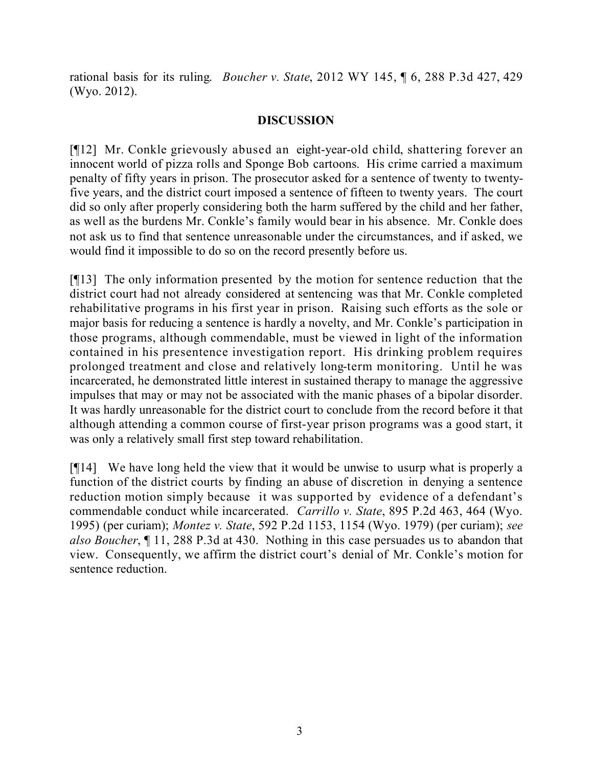rational basis for its ruling. *Boucher v. State*, 2012 WY 145, ¶ 6, 288 P.3d 427, 429 (Wyo. 2012).

## DISCUSSION

[¶12] Mr. Conkle grievously abused an eight-year-old child, shattering forever an innocent world of pizza rolls and Sponge Bob cartoons. His crime carried a maximum penalty of fifty years in prison. The prosecutor asked for a sentence of twenty to twenty-five years, and the district court imposed a sentence of fifteen to twenty years. The court did so only after properly considering both the harm suffered by the child and her father, as well as the burdens Mr. Conkle's family would bear in his absence. Mr. Conkle does not ask us to find that sentence unreasonable under the circumstances, and if asked, we would find it impossible to do so on the record presently before us.

[¶13] The only information presented by the motion for sentence reduction that the district court had not already considered at sentencing was that Mr. Conkle completed rehabilitative programs in his first year in prison. Raising such efforts as the sole or major basis for reducing a sentence is hardly a novelty, and Mr. Conkle's participation in those programs, although commendable, must be viewed in light of the information contained in his presentence investigation report. His drinking problem requires prolonged treatment and close and relatively long-term monitoring. Until he was incarcerated, he demonstrated little interest in sustained therapy to manage the aggressive impulses that may or may not be associated with the manic phases of a bipolar disorder. It was hardly unreasonable for the district court to conclude from the record before it that although attending a common course of first-year prison programs was a good start, it was only a relatively small first step toward rehabilitation.

[¶14] We have long held the view that it would be unwise to usurp what is properly a function of the district courts by finding an abuse of discretion in denying a sentence reduction motion simply because it was supported by evidence of a defendant's commendable conduct while incarcerated. *Carrillo v. State*, 895 P.2d 463, 464 (Wyo. 1995) (per curiam); *Montez v. State*, 592 P.2d 1153, 1154 (Wyo. 1979) (per curiam); *see also Boucher*, ¶ 11, 288 P.3d at 430. Nothing in this case persuades us to abandon that view. Consequently, we affirm the district court's denial of Mr. Conkle's motion for sentence reduction.